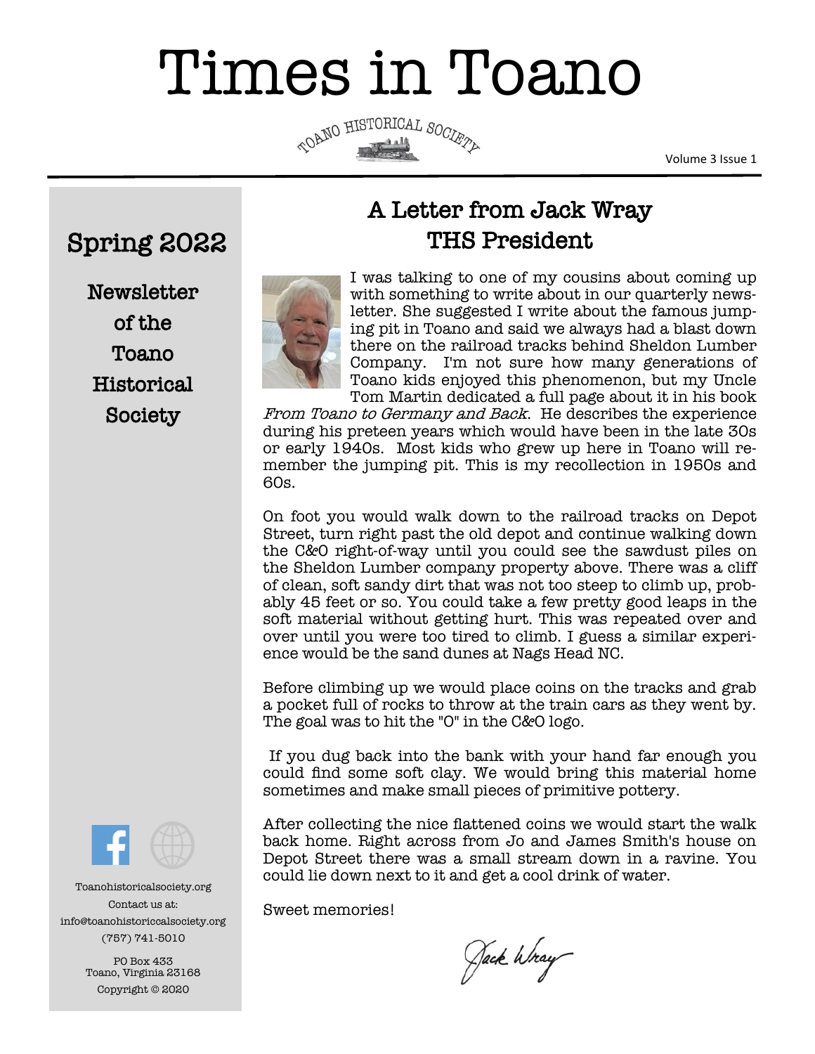# Times in Toano

TOANO HISTORICAL SOCIETY

Volume 3 Issue 1

## Spring 2022

**Newsletter of the Toano Historical Society**

Toanohistoricalsociety.org

Contact us at:

info@toanohistoriccalsociety.org

(757) 741-5010

PO Box 433
Toano, Virginia 23168

Copyright © 2020

## A Letter from Jack Wray THS President

I was talking to one of my cousins about coming up with something to write about in our quarterly newsletter. She suggested I write about the famous jumping pit in Toano and said we always had a blast down there on the railroad tracks behind Sheldon Lumber Company. I'm not sure how many generations of Toano kids enjoyed this phenomenon, but my Uncle Tom Martin dedicated a full page about it in his book *From Toano to Germany and Back*. He describes the experience during his preteen years which would have been in the late 30s or early 1940s. Most kids who grew up here in Toano will remember the jumping pit. This is my recollection in 1950s and 60s.

On foot you would walk down to the railroad tracks on Depot Street, turn right past the old depot and continue walking down the C&O right-of-way until you could see the sawdust piles on the Sheldon Lumber company property above. There was a cliff of clean, soft sandy dirt that was not too steep to climb up, probably 45 feet or so. You could take a few pretty good leaps in the soft material without getting hurt. This was repeated over and over until you were too tired to climb. I guess a similar experience would be the sand dunes at Nags Head NC.

Before climbing up we would place coins on the tracks and grab a pocket full of rocks to throw at the train cars as they went by. The goal was to hit the "O" in the C&O logo.

If you dug back into the bank with your hand far enough you could find some soft clay. We would bring this material home sometimes and make small pieces of primitive pottery.

After collecting the nice flattened coins we would start the walk back home. Right across from Jo and James Smith's house on Depot Street there was a small stream down in a ravine. You could lie down next to it and get a cool drink of water.

Sweet memories!

Jack Wray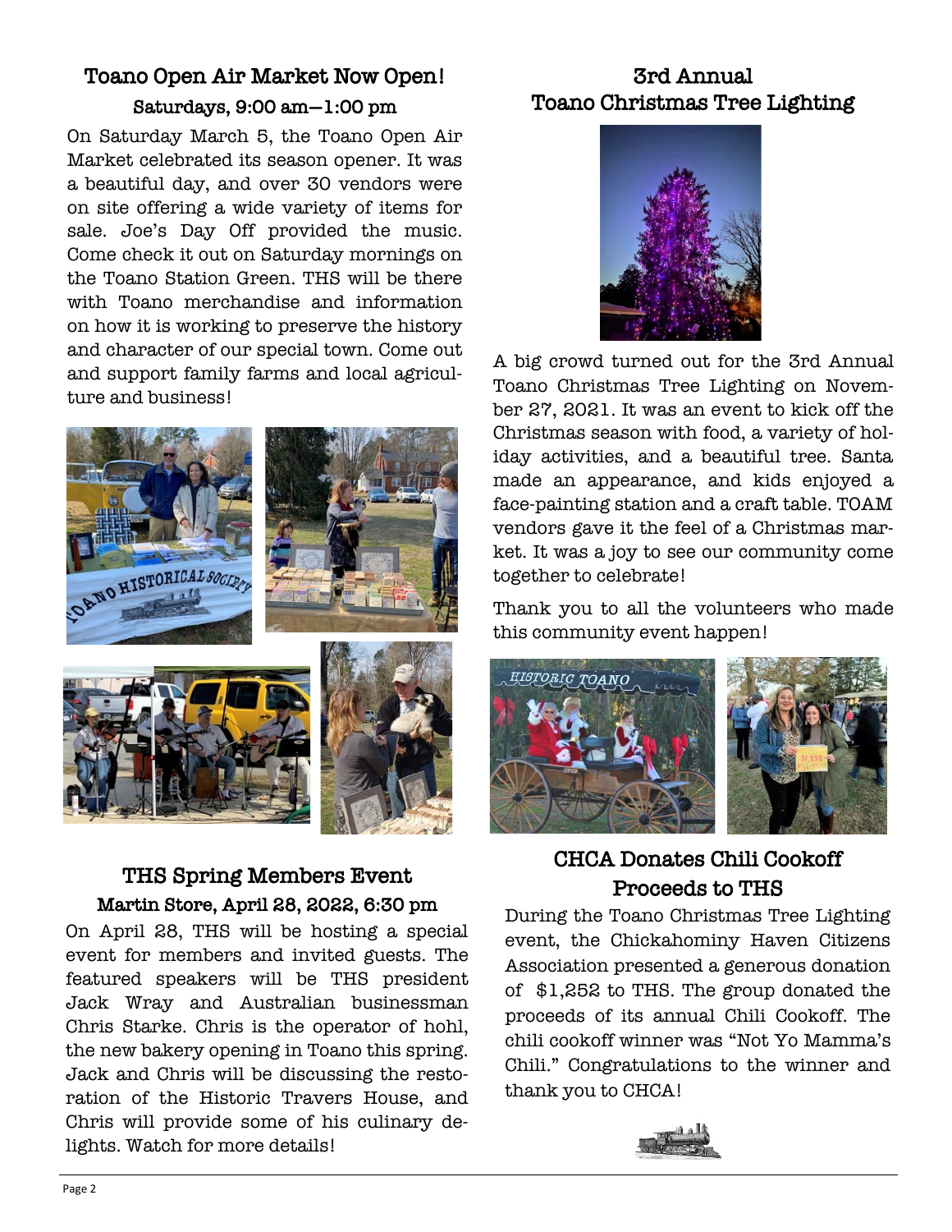## Toano Open Air Market Now Open!

### Saturdays, 9:00 am—1:00 pm

On Saturday March 5, the Toano Open Air Market celebrated its season opener. It was a beautiful day, and over 30 vendors were on site offering a wide variety of items for sale. Joe's Day Off provided the music. Come check it out on Saturday mornings on the Toano Station Green. THS will be there with Toano merchandise and information on how it is working to preserve the history and character of our special town. Come out and support family farms and local agriculture and business!

## THS Spring Members Event

### Martin Store, April 28, 2022, 6:30 pm

On April 28, THS will be hosting a special event for members and invited guests. The featured speakers will be THS president Jack Wray and Australian businessman Chris Starke. Chris is the operator of hohl, the new bakery opening in Toano this spring. Jack and Chris will be discussing the restoration of the Historic Travers House, and Chris will provide some of his culinary delights. Watch for more details!

## 3rd Annual Toano Christmas Tree Lighting

A big crowd turned out for the 3rd Annual Toano Christmas Tree Lighting on November 27, 2021. It was an event to kick off the Christmas season with food, a variety of holiday activities, and a beautiful tree. Santa made an appearance, and kids enjoyed a face-painting station and a craft table. TOAM vendors gave it the feel of a Christmas market. It was a joy to see our community come together to celebrate!

Thank you to all the volunteers who made this community event happen!

## CHCA Donates Chili Cookoff Proceeds to THS

During the Toano Christmas Tree Lighting event, the Chickahominy Haven Citizens Association presented a generous donation of $1,252 to THS. The group donated the proceeds of its annual Chili Cookoff. The chili cookoff winner was "Not Yo Mamma's Chili." Congratulations to the winner and thank you to CHCA!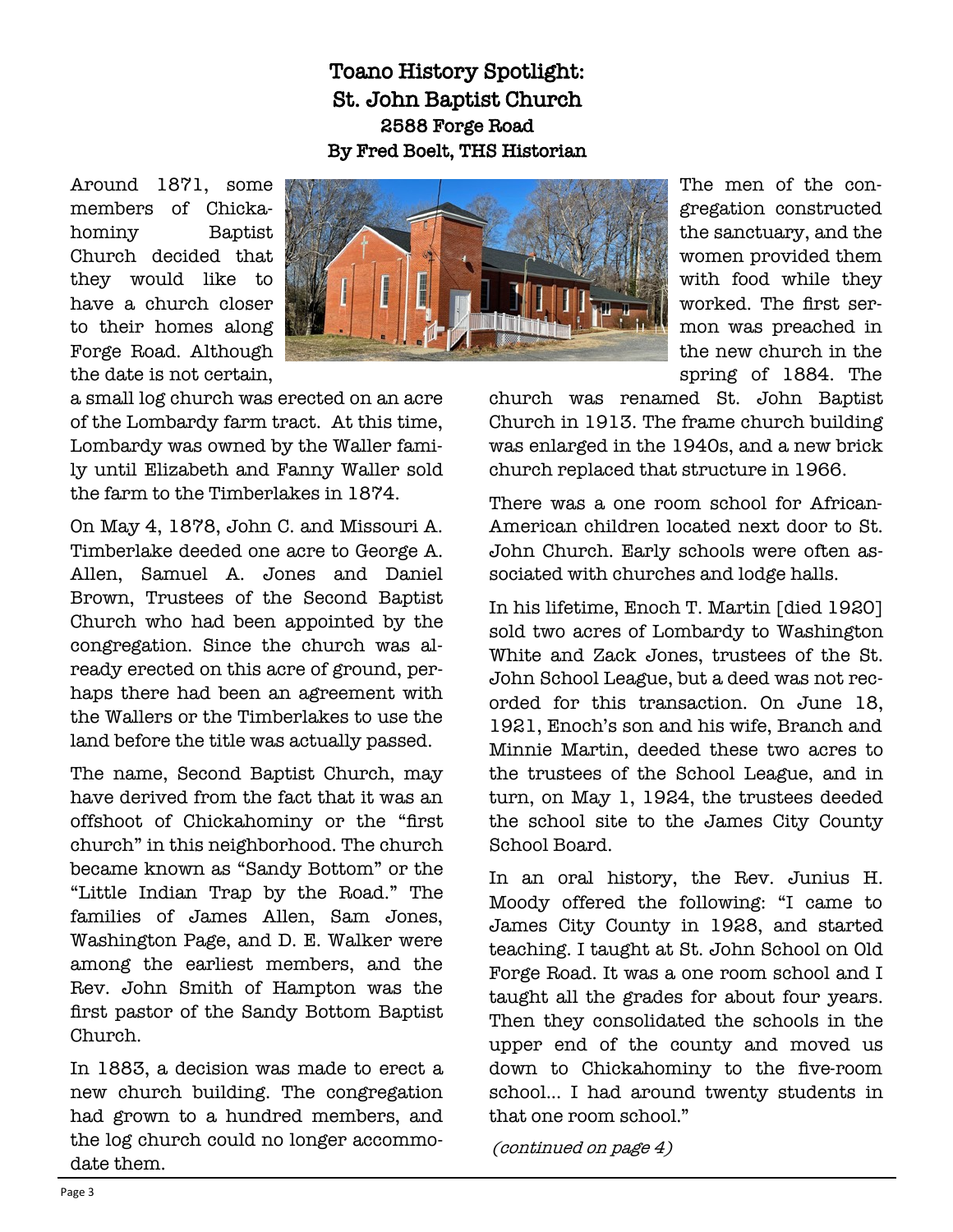# Toano History Spotlight: St. John Baptist Church

### 2588 Forge Road

### By Fred Boelt, THS Historian

Around 1871, some members of Chickahominy Baptist Church decided that they would like to have a church closer to their homes along Forge Road. Although the date is not certain, a small log church was erected on an acre of the Lombardy farm tract. At this time, Lombardy was owned by the Waller family until Elizabeth and Fanny Waller sold the farm to the Timberlakes in 1874.

On May 4, 1878, John C. and Missouri A. Timberlake deeded one acre to George A. Allen, Samuel A. Jones and Daniel Brown, Trustees of the Second Baptist Church who had been appointed by the congregation. Since the church was already erected on this acre of ground, perhaps there had been an agreement with the Wallers or the Timberlakes to use the land before the title was actually passed.

The name, Second Baptist Church, may have derived from the fact that it was an offshoot of Chickahominy or the "first church" in this neighborhood. The church became known as "Sandy Bottom" or the "Little Indian Trap by the Road." The families of James Allen, Sam Jones, Washington Page, and D. E. Walker were among the earliest members, and the Rev. John Smith of Hampton was the first pastor of the Sandy Bottom Baptist Church.

In 1883, a decision was made to erect a new church building. The congregation had grown to a hundred members, and the log church could no longer accommodate them. The men of the congregation constructed the sanctuary, and the women provided them with food while they worked. The first sermon was preached in the new church in the spring of 1884. The church was renamed St. John Baptist Church in 1913. The frame church building was enlarged in the 1940s, and a new brick church replaced that structure in 1966.

There was a one room school for African-American children located next door to St. John Church. Early schools were often associated with churches and lodge halls.

In his lifetime, Enoch T. Martin [died 1920] sold two acres of Lombardy to Washington White and Zack Jones, trustees of the St. John School League, but a deed was not recorded for this transaction. On June 18, 1921, Enoch's son and his wife, Branch and Minnie Martin, deeded these two acres to the trustees of the School League, and in turn, on May 1, 1924, the trustees deeded the school site to the James City County School Board.

In an oral history, the Rev. Junius H. Moody offered the following: "I came to James City County in 1928, and started teaching. I taught at St. John School on Old Forge Road. It was a one room school and I taught all the grades for about four years. Then they consolidated the schools in the upper end of the county and moved us down to Chickahominy to the five-room school... I had around twenty students in that one room school."

*(continued on page 4)*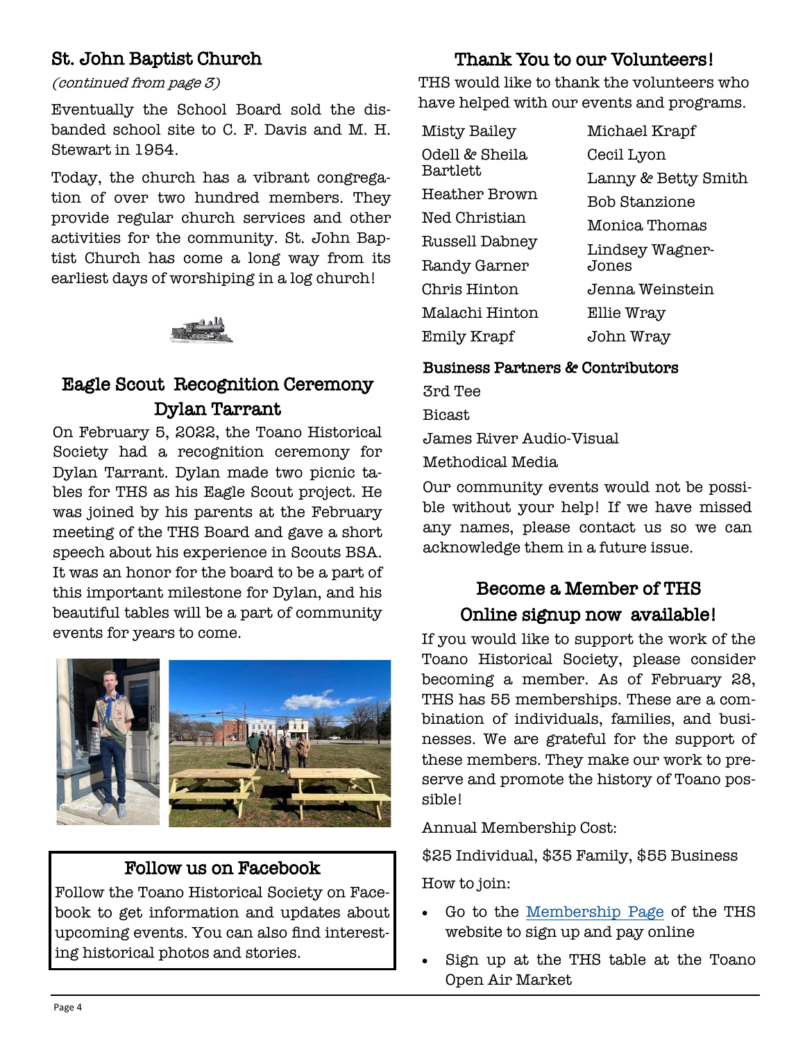## St. John Baptist Church

*(continued from page 3)*

Eventually the School Board sold the disbanded school site to C. F. Davis and M. H. Stewart in 1954.

Today, the church has a vibrant congregation of over two hundred members. They provide regular church services and other activities for the community. St. John Baptist Church has come a long way from its earliest days of worshiping in a log church!

## Eagle Scout Recognition Ceremony Dylan Tarrant

On February 5, 2022, the Toano Historical Society had a recognition ceremony for Dylan Tarrant. Dylan made two picnic tables for THS as his Eagle Scout project. He was joined by his parents at the February meeting of the THS Board and gave a short speech about his experience in Scouts BSA. It was an honor for the board to be a part of this important milestone for Dylan, and his beautiful tables will be a part of community events for years to come.

## Follow us on Facebook

Follow the Toano Historical Society on Facebook to get information and updates about upcoming events. You can also find interesting historical photos and stories.

## Thank You to our Volunteers!

THS would like to thank the volunteers who have helped with our events and programs.

- Misty Bailey
- Odell & Sheila Bartlett
- Heather Brown
- Ned Christian
- Russell Dabney
- Randy Garner
- Chris Hinton
- Malachi Hinton
- Emily Krapf
- Michael Krapf
- Cecil Lyon
- Lanny & Betty Smith
- Bob Stanzione
- Monica Thomas
- Lindsey Wagner-Jones
- Jenna Weinstein
- Ellie Wray
- John Wray

### Business Partners & Contributors

- 3rd Tee
- Bicast
- James River Audio-Visual
- Methodical Media

Our community events would not be possible without your help! If we have missed any names, please contact us so we can acknowledge them in a future issue.

## Become a Member of THS Online signup now available!

If you would like to support the work of the Toano Historical Society, please consider becoming a member. As of February 28, THS has 55 memberships. These are a combination of individuals, families, and businesses. We are grateful for the support of these members. They make our work to preserve and promote the history of Toano possible!

Annual Membership Cost:

$25 Individual, $35 Family, $55 Business

How to join:

- Go to the Membership Page of the THS website to sign up and pay online
- Sign up at the THS table at the Toano Open Air Market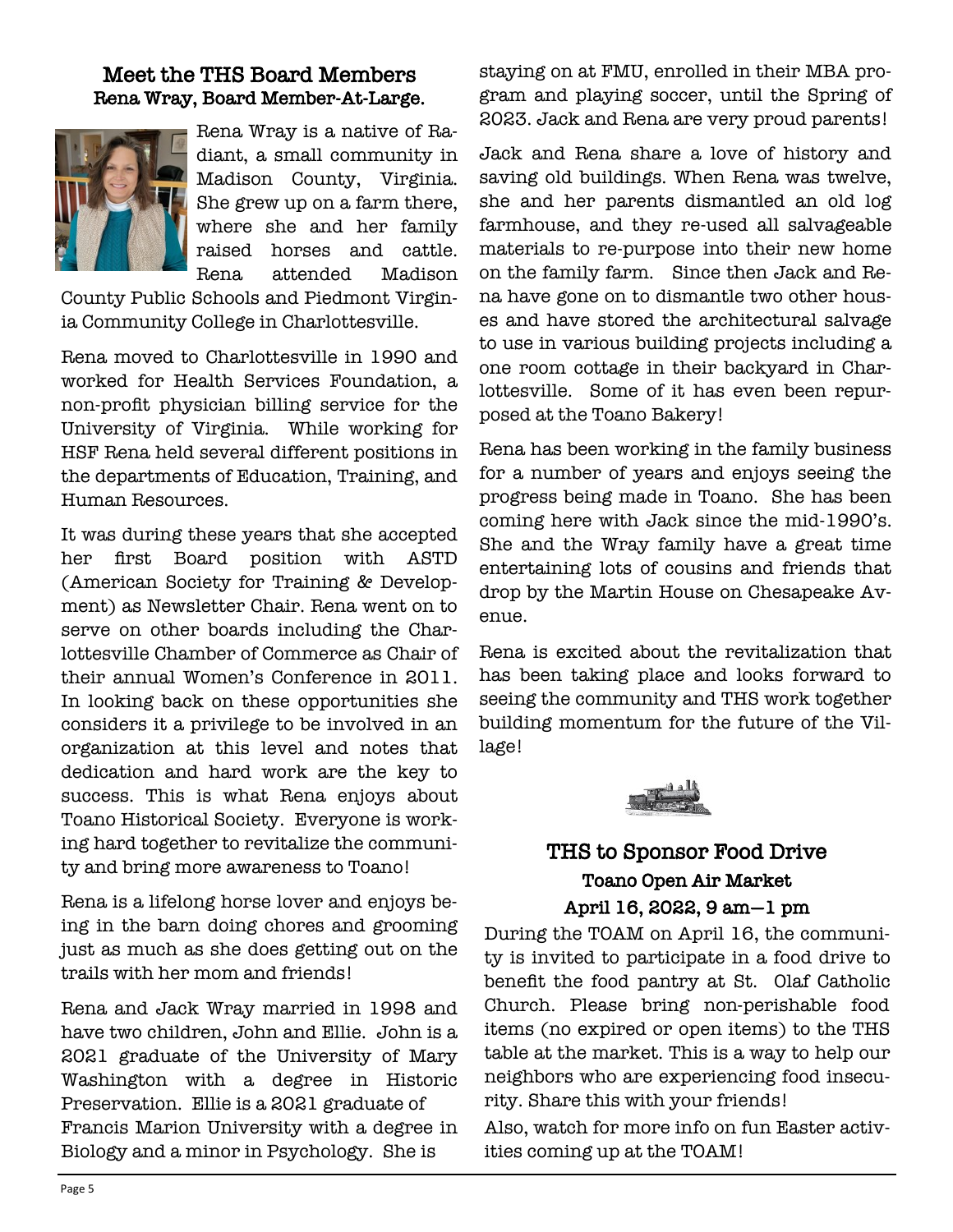## Meet the THS Board Members

### Rena Wray, Board Member-At-Large.

Rena Wray is a native of Radiant, a small community in Madison County, Virginia. She grew up on a farm there, where she and her family raised horses and cattle. Rena attended Madison County Public Schools and Piedmont Virginia Community College in Charlottesville.

Rena moved to Charlottesville in 1990 and worked for Health Services Foundation, a non-profit physician billing service for the University of Virginia. While working for HSF Rena held several different positions in the departments of Education, Training, and Human Resources.

It was during these years that she accepted her first Board position with ASTD (American Society for Training & Development) as Newsletter Chair. Rena went on to serve on other boards including the Charlottesville Chamber of Commerce as Chair of their annual Women's Conference in 2011. In looking back on these opportunities she considers it a privilege to be involved in an organization at this level and notes that dedication and hard work are the key to success. This is what Rena enjoys about Toano Historical Society. Everyone is working hard together to revitalize the community and bring more awareness to Toano!

Rena is a lifelong horse lover and enjoys being in the barn doing chores and grooming just as much as she does getting out on the trails with her mom and friends!

Rena and Jack Wray married in 1998 and have two children, John and Ellie. John is a 2021 graduate of the University of Mary Washington with a degree in Historic Preservation. Ellie is a 2021 graduate of Francis Marion University with a degree in Biology and a minor in Psychology. She is staying on at FMU, enrolled in their MBA program and playing soccer, until the Spring of 2023. Jack and Rena are very proud parents!

Jack and Rena share a love of history and saving old buildings. When Rena was twelve, she and her parents dismantled an old log farmhouse, and they re-used all salvageable materials to re-purpose into their new home on the family farm. Since then Jack and Rena have gone on to dismantle two other houses and have stored the architectural salvage to use in various building projects including a one room cottage in their backyard in Charlottesville. Some of it has even been repurposed at the Toano Bakery!

Rena has been working in the family business for a number of years and enjoys seeing the progress being made in Toano. She has been coming here with Jack since the mid-1990's. She and the Wray family have a great time entertaining lots of cousins and friends that drop by the Martin House on Chesapeake Avenue.

Rena is excited about the revitalization that has been taking place and looks forward to seeing the community and THS work together building momentum for the future of the Village!

## THS to Sponsor Food Drive

### Toano Open Air Market

### April 16, 2022, 9 am—1 pm

During the TOAM on April 16, the community is invited to participate in a food drive to benefit the food pantry at St. Olaf Catholic Church. Please bring non-perishable food items (no expired or open items) to the THS table at the market. This is a way to help our neighbors who are experiencing food insecurity. Share this with your friends!

Also, watch for more info on fun Easter activities coming up at the TOAM!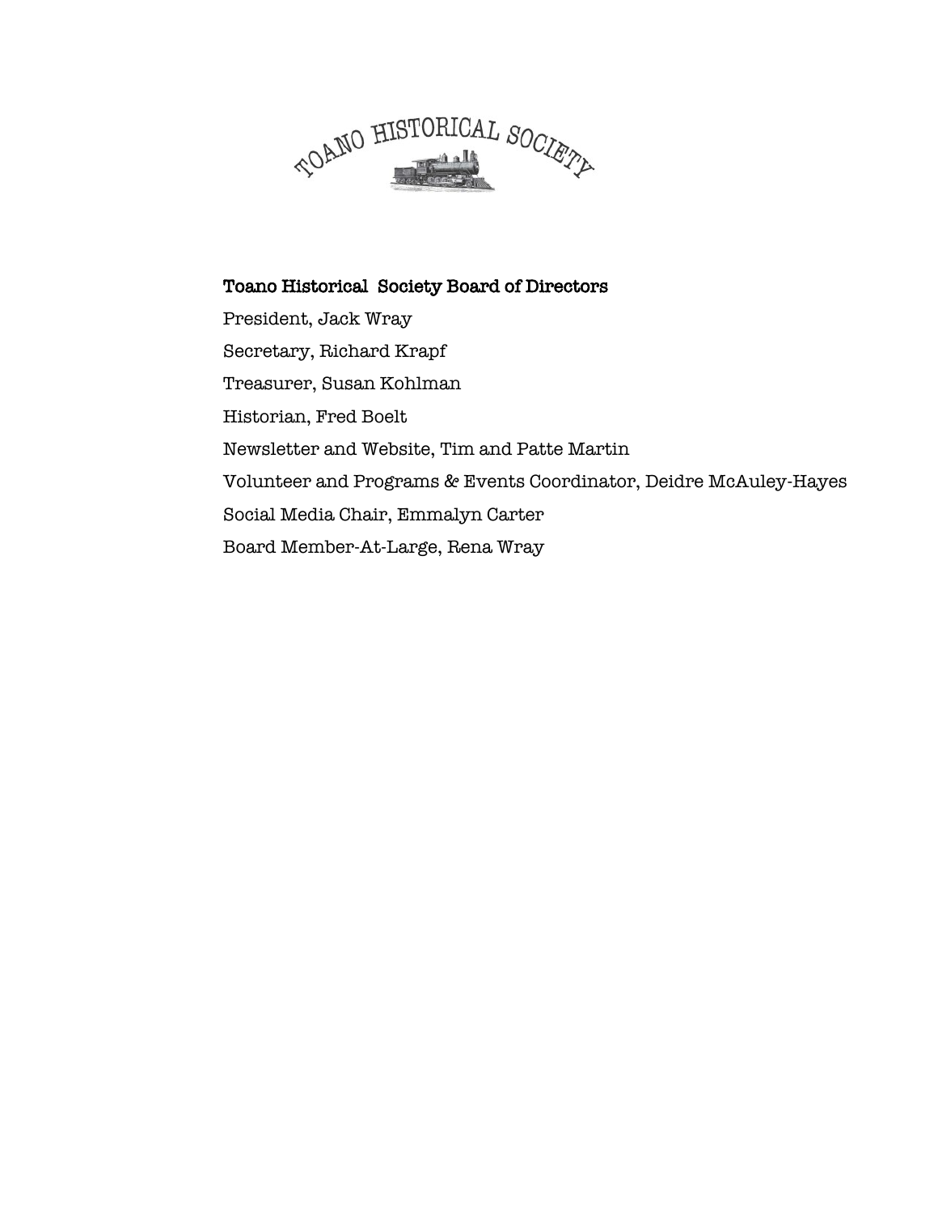TOANO HISTORICAL SOCIETY

**Toano Historical Society Board of Directors**

President, Jack Wray

Secretary, Richard Krapf

Treasurer, Susan Kohlman

Historian, Fred Boelt

Newsletter and Website, Tim and Patte Martin

Volunteer and Programs & Events Coordinator, Deidre McAuley-Hayes

Social Media Chair, Emmalyn Carter

Board Member-At-Large, Rena Wray